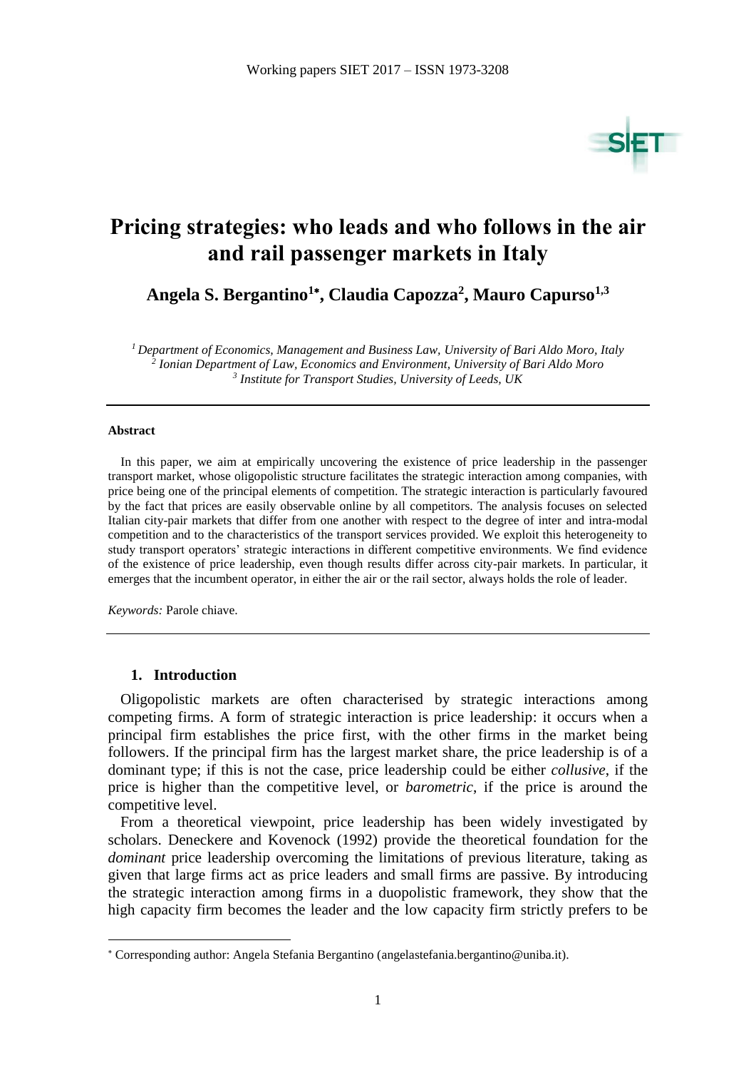# Pricing strategies: who leads and who follows in the air and rail passenger markets in Italy

**Angela S. Bergantino[1*], Claudia Capozza[2], Mauro Capurso[1,3]**

[1] *Department of Economics, Management and Business Law, University of Bari Aldo Moro, Italy*
[2] *Ionian Department of Law, Economics and Environment, University of Bari Aldo Moro*
[3] *Institute for Transport Studies, University of Leeds, UK*

---

**Abstract**

In this paper, we aim at empirically uncovering the existence of price leadership in the passenger transport market, whose oligopolistic structure facilitates the strategic interaction among companies, with price being one of the principal elements of competition. The strategic interaction is particularly favoured by the fact that prices are easily observable online by all competitors. The analysis focuses on selected Italian city-pair markets that differ from one another with respect to the degree of inter and intra-modal competition and to the characteristics of the transport services provided. We exploit this heterogeneity to study transport operators' strategic interactions in different competitive environments. We find evidence of the existence of price leadership, even though results differ across city-pair markets. In particular, it emerges that the incumbent operator, in either the air or the rail sector, always holds the role of leader.

*Keywords:* Parole chiave.

---

## 1. Introduction

Oligopolistic markets are often characterised by strategic interactions among competing firms. A form of strategic interaction is price leadership: it occurs when a principal firm establishes the price first, with the other firms in the market being followers. If the principal firm has the largest market share, the price leadership is of a dominant type; if this is not the case, price leadership could be either *collusive*, if the price is higher than the competitive level, or *barometric*, if the price is around the competitive level.

From a theoretical viewpoint, price leadership has been widely investigated by scholars. Deneckere and Kovenock (1992) provide the theoretical foundation for the *dominant* price leadership overcoming the limitations of previous literature, taking as given that large firms act as price leaders and small firms are passive. By introducing the strategic interaction among firms in a duopolistic framework, they show that the high capacity firm becomes the leader and the low capacity firm strictly prefers to be

---

\* Corresponding author: Angela Stefania Bergantino (angelastefania.bergantino@uniba.it).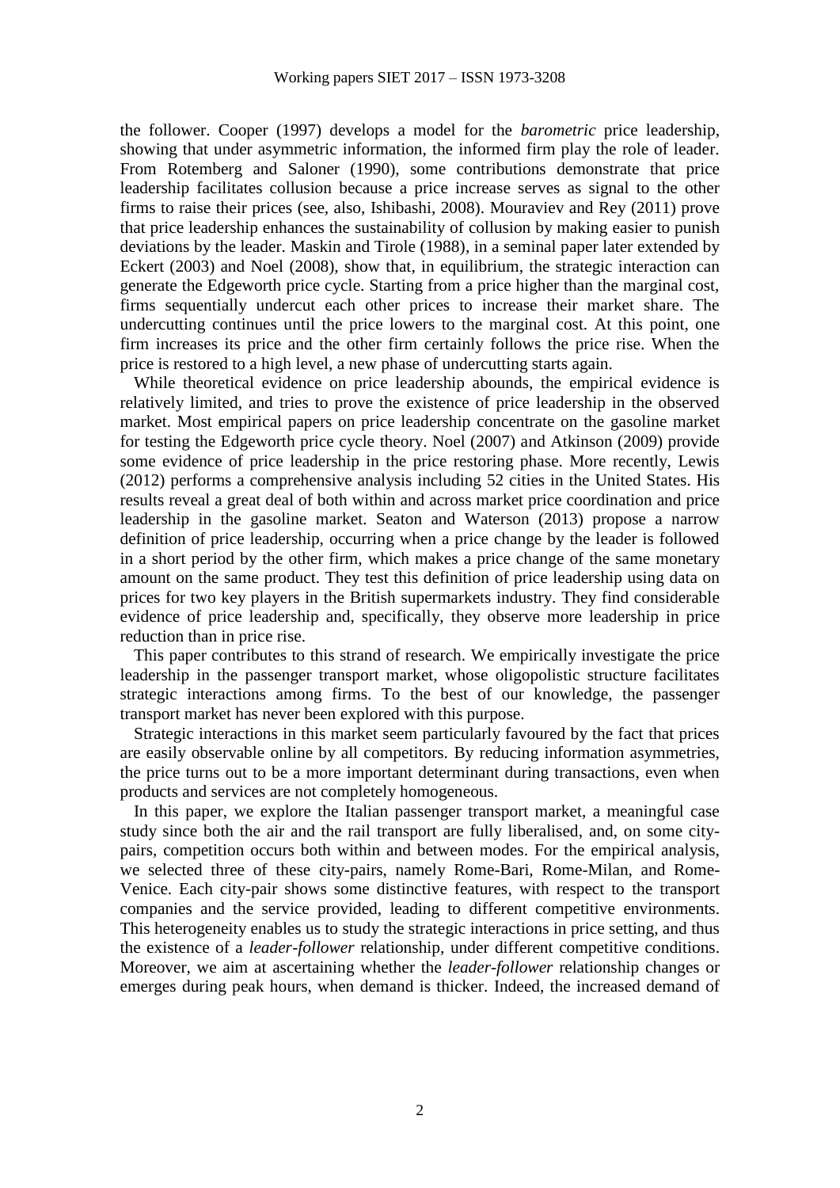the follower. Cooper (1997) develops a model for the *barometric* price leadership, showing that under asymmetric information, the informed firm play the role of leader. From Rotemberg and Saloner (1990), some contributions demonstrate that price leadership facilitates collusion because a price increase serves as signal to the other firms to raise their prices (see, also, Ishibashi, 2008). Mouraviev and Rey (2011) prove that price leadership enhances the sustainability of collusion by making easier to punish deviations by the leader. Maskin and Tirole (1988), in a seminal paper later extended by Eckert (2003) and Noel (2008), show that, in equilibrium, the strategic interaction can generate the Edgeworth price cycle. Starting from a price higher than the marginal cost, firms sequentially undercut each other prices to increase their market share. The undercutting continues until the price lowers to the marginal cost. At this point, one firm increases its price and the other firm certainly follows the price rise. When the price is restored to a high level, a new phase of undercutting starts again.

While theoretical evidence on price leadership abounds, the empirical evidence is relatively limited, and tries to prove the existence of price leadership in the observed market. Most empirical papers on price leadership concentrate on the gasoline market for testing the Edgeworth price cycle theory. Noel (2007) and Atkinson (2009) provide some evidence of price leadership in the price restoring phase. More recently, Lewis (2012) performs a comprehensive analysis including 52 cities in the United States. His results reveal a great deal of both within and across market price coordination and price leadership in the gasoline market. Seaton and Waterson (2013) propose a narrow definition of price leadership, occurring when a price change by the leader is followed in a short period by the other firm, which makes a price change of the same monetary amount on the same product. They test this definition of price leadership using data on prices for two key players in the British supermarkets industry. They find considerable evidence of price leadership and, specifically, they observe more leadership in price reduction than in price rise.

This paper contributes to this strand of research. We empirically investigate the price leadership in the passenger transport market, whose oligopolistic structure facilitates strategic interactions among firms. To the best of our knowledge, the passenger transport market has never been explored with this purpose.

Strategic interactions in this market seem particularly favoured by the fact that prices are easily observable online by all competitors. By reducing information asymmetries, the price turns out to be a more important determinant during transactions, even when products and services are not completely homogeneous.

In this paper, we explore the Italian passenger transport market, a meaningful case study since both the air and the rail transport are fully liberalised, and, on some city-pairs, competition occurs both within and between modes. For the empirical analysis, we selected three of these city-pairs, namely Rome-Bari, Rome-Milan, and Rome-Venice. Each city-pair shows some distinctive features, with respect to the transport companies and the service provided, leading to different competitive environments. This heterogeneity enables us to study the strategic interactions in price setting, and thus the existence of a *leader-follower* relationship, under different competitive conditions. Moreover, we aim at ascertaining whether the *leader-follower* relationship changes or emerges during peak hours, when demand is thicker. Indeed, the increased demand of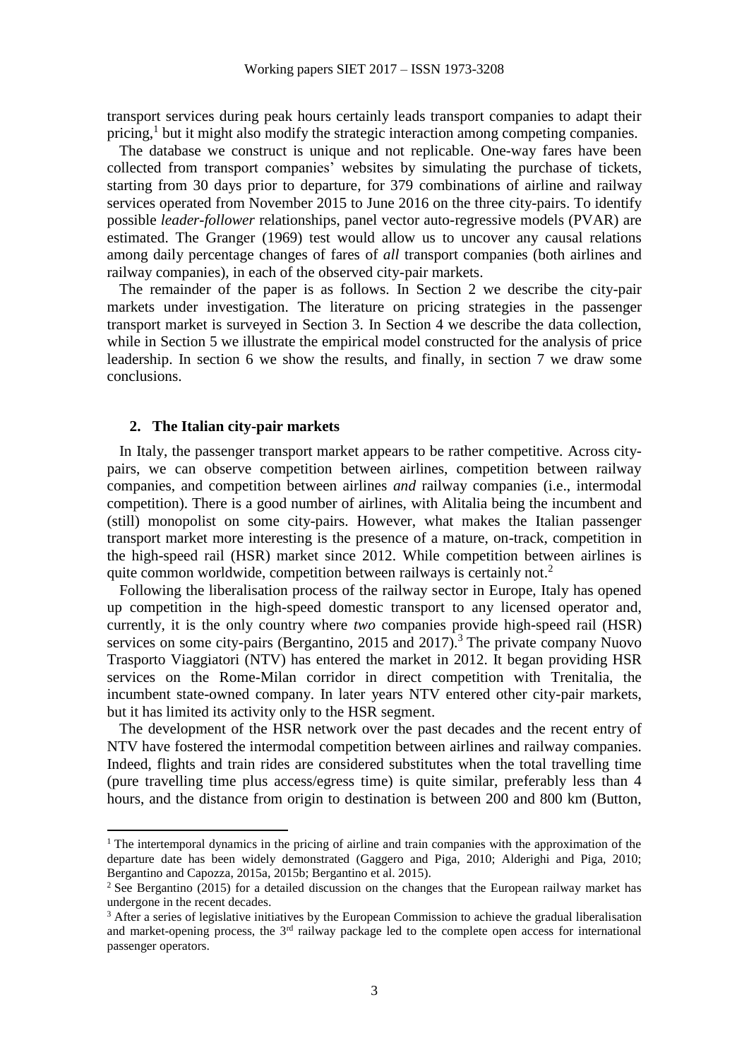transport services during peak hours certainly leads transport companies to adapt their pricing,[1] but it might also modify the strategic interaction among competing companies.

The database we construct is unique and not replicable. One-way fares have been collected from transport companies' websites by simulating the purchase of tickets, starting from 30 days prior to departure, for 379 combinations of airline and railway services operated from November 2015 to June 2016 on the three city-pairs. To identify possible *leader-follower* relationships, panel vector auto-regressive models (PVAR) are estimated. The Granger (1969) test would allow us to uncover any causal relations among daily percentage changes of fares of *all* transport companies (both airlines and railway companies), in each of the observed city-pair markets.

The remainder of the paper is as follows. In Section 2 we describe the city-pair markets under investigation. The literature on pricing strategies in the passenger transport market is surveyed in Section 3. In Section 4 we describe the data collection, while in Section 5 we illustrate the empirical model constructed for the analysis of price leadership. In section 6 we show the results, and finally, in section 7 we draw some conclusions.

## 2. The Italian city-pair markets

In Italy, the passenger transport market appears to be rather competitive. Across city-pairs, we can observe competition between airlines, competition between railway companies, and competition between airlines *and* railway companies (i.e., intermodal competition). There is a good number of airlines, with Alitalia being the incumbent and (still) monopolist on some city-pairs. However, what makes the Italian passenger transport market more interesting is the presence of a mature, on-track, competition in the high-speed rail (HSR) market since 2012. While competition between airlines is quite common worldwide, competition between railways is certainly not.[2]

Following the liberalisation process of the railway sector in Europe, Italy has opened up competition in the high-speed domestic transport to any licensed operator and, currently, it is the only country where *two* companies provide high-speed rail (HSR) services on some city-pairs (Bergantino, 2015 and 2017).[3] The private company Nuovo Trasporto Viaggiatori (NTV) has entered the market in 2012. It began providing HSR services on the Rome-Milan corridor in direct competition with Trenitalia, the incumbent state-owned company. In later years NTV entered other city-pair markets, but it has limited its activity only to the HSR segment.

The development of the HSR network over the past decades and the recent entry of NTV have fostered the intermodal competition between airlines and railway companies. Indeed, flights and train rides are considered substitutes when the total travelling time (pure travelling time plus access/egress time) is quite similar, preferably less than 4 hours, and the distance from origin to destination is between 200 and 800 km (Button,

---

[1] The intertemporal dynamics in the pricing of airline and train companies with the approximation of the departure date has been widely demonstrated (Gaggero and Piga, 2010; Alderighi and Piga, 2010; Bergantino and Capozza, 2015a, 2015b; Bergantino et al. 2015).

[2] See Bergantino (2015) for a detailed discussion on the changes that the European railway market has undergone in the recent decades.

[3] After a series of legislative initiatives by the European Commission to achieve the gradual liberalisation and market-opening process, the 3rd railway package led to the complete open access for international passenger operators.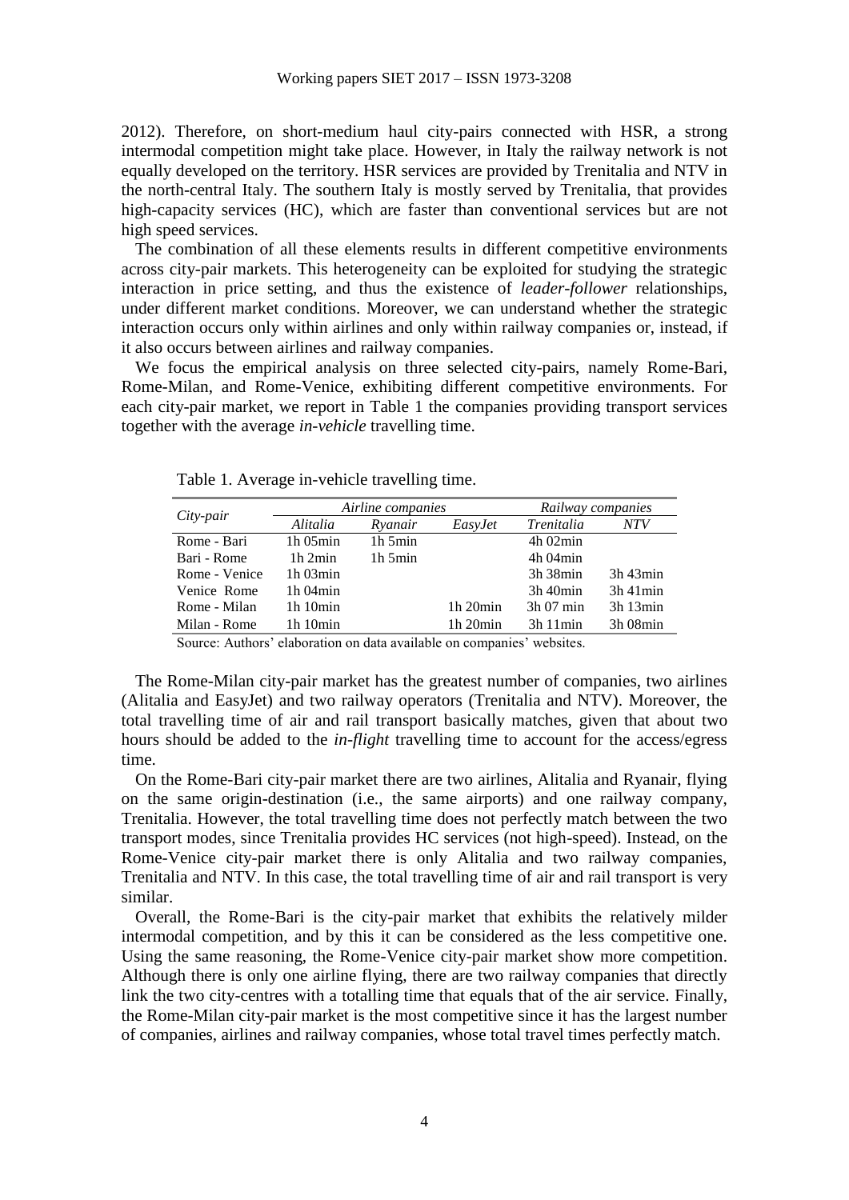2012). Therefore, on short-medium haul city-pairs connected with HSR, a strong intermodal competition might take place. However, in Italy the railway network is not equally developed on the territory. HSR services are provided by Trenitalia and NTV in the north-central Italy. The southern Italy is mostly served by Trenitalia, that provides high-capacity services (HC), which are faster than conventional services but are not high speed services.

The combination of all these elements results in different competitive environments across city-pair markets. This heterogeneity can be exploited for studying the strategic interaction in price setting, and thus the existence of *leader-follower* relationships, under different market conditions. Moreover, we can understand whether the strategic interaction occurs only within airlines and only within railway companies or, instead, if it also occurs between airlines and railway companies.

We focus the empirical analysis on three selected city-pairs, namely Rome-Bari, Rome-Milan, and Rome-Venice, exhibiting different competitive environments. For each city-pair market, we report in Table 1 the companies providing transport services together with the average *in-vehicle* travelling time.

Table 1. Average in-vehicle travelling time.

| *City-pair* | *Airline companies* | | | *Railway companies* | |
|---|---|---|---|---|---|
| | *Alitalia* | *Ryanair* | *EasyJet* | *Trenitalia* | *NTV* |
| Rome - Bari | 1h 05min | 1h 5min | | 4h 02min | |
| Bari - Rome | 1h 2min | 1h 5min | | 4h 04min | |
| Rome - Venice | 1h 03min | | | 3h 38min | 3h 43min |
| Venice Rome | 1h 04min | | | 3h 40min | 3h 41min |
| Rome - Milan | 1h 10min | | 1h 20min | 3h 07 min | 3h 13min |
| Milan - Rome | 1h 10min | | 1h 20min | 3h 11min | 3h 08min |

Source: Authors' elaboration on data available on companies' websites.

The Rome-Milan city-pair market has the greatest number of companies, two airlines (Alitalia and EasyJet) and two railway operators (Trenitalia and NTV). Moreover, the total travelling time of air and rail transport basically matches, given that about two hours should be added to the *in-flight* travelling time to account for the access/egress time.

On the Rome-Bari city-pair market there are two airlines, Alitalia and Ryanair, flying on the same origin-destination (i.e., the same airports) and one railway company, Trenitalia. However, the total travelling time does not perfectly match between the two transport modes, since Trenitalia provides HC services (not high-speed). Instead, on the Rome-Venice city-pair market there is only Alitalia and two railway companies, Trenitalia and NTV. In this case, the total travelling time of air and rail transport is very similar.

Overall, the Rome-Bari is the city-pair market that exhibits the relatively milder intermodal competition, and by this it can be considered as the less competitive one. Using the same reasoning, the Rome-Venice city-pair market show more competition. Although there is only one airline flying, there are two railway companies that directly link the two city-centres with a totalling time that equals that of the air service. Finally, the Rome-Milan city-pair market is the most competitive since it has the largest number of companies, airlines and railway companies, whose total travel times perfectly match.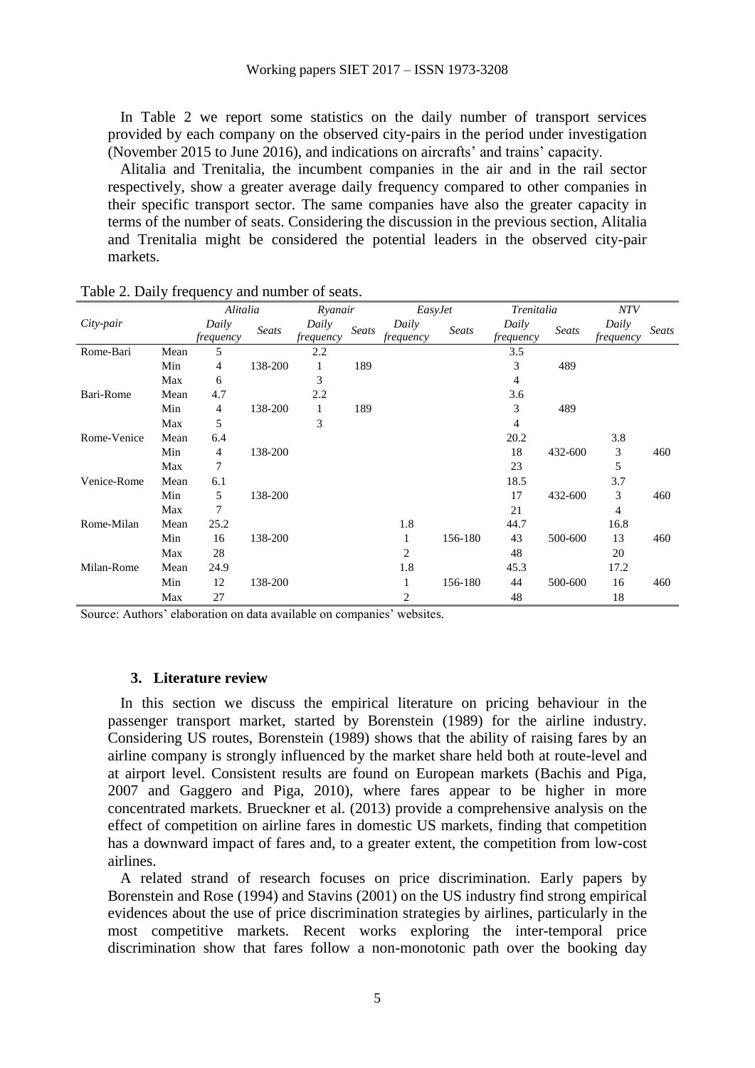In Table 2 we report some statistics on the daily number of transport services provided by each company on the observed city-pairs in the period under investigation (November 2015 to June 2016), and indications on aircrafts' and trains' capacity.

Alitalia and Trenitalia, the incumbent companies in the air and in the rail sector respectively, show a greater average daily frequency compared to other companies in their specific transport sector. The same companies have also the greater capacity in terms of the number of seats. Considering the discussion in the previous section, Alitalia and Trenitalia might be considered the potential leaders in the observed city-pair markets.

Table 2. Daily frequency and number of seats.

| City-pair | | *Alitalia* | | *Ryanair* | | *EasyJet* | | *Trenitalia* | | *NTV* | |
|---|---|---|---|---|---|---|---|---|---|---|---|
| | | *Daily frequency* | *Seats* | *Daily frequency* | *Seats* | *Daily frequency* | *Seats* | *Daily frequency* | *Seats* | *Daily frequency* | *Seats* |
| Rome-Bari | Mean | 5 | | 2.2 | | | | 3.5 | | | |
| | Min | 4 | 138-200 | 1 | 189 | | | 3 | 489 | | |
| | Max | 6 | | 3 | | | | 4 | | | |
| Bari-Rome | Mean | 4.7 | | 2.2 | | | | 3.6 | | | |
| | Min | 4 | 138-200 | 1 | 189 | | | 3 | 489 | | |
| | Max | 5 | | 3 | | | | 4 | | | |
| Rome-Venice | Mean | 6.4 | | | | | | 20.2 | | 3.8 | |
| | Min | 4 | 138-200 | | | | | 18 | 432-600 | 3 | 460 |
| | Max | 7 | | | | | | 23 | | 5 | |
| Venice-Rome | Mean | 6.1 | | | | | | 18.5 | | 3.7 | |
| | Min | 5 | 138-200 | | | | | 17 | 432-600 | 3 | 460 |
| | Max | 7 | | | | | | 21 | | 4 | |
| Rome-Milan | Mean | 25.2 | | | | 1.8 | | 44.7 | | 16.8 | |
| | Min | 16 | 138-200 | | | 1 | 156-180 | 43 | 500-600 | 13 | 460 |
| | Max | 28 | | | | 2 | | 48 | | 20 | |
| Milan-Rome | Mean | 24.9 | | | | 1.8 | | 45.3 | | 17.2 | |
| | Min | 12 | 138-200 | | | 1 | 156-180 | 44 | 500-600 | 16 | 460 |
| | Max | 27 | | | | 2 | | 48 | | 18 | |

Source: Authors' elaboration on data available on companies' websites.

## 3. Literature review

In this section we discuss the empirical literature on pricing behaviour in the passenger transport market, started by Borenstein (1989) for the airline industry. Considering US routes, Borenstein (1989) shows that the ability of raising fares by an airline company is strongly influenced by the market share held both at route-level and at airport level. Consistent results are found on European markets (Bachis and Piga, 2007 and Gaggero and Piga, 2010), where fares appear to be higher in more concentrated markets. Brueckner et al. (2013) provide a comprehensive analysis on the effect of competition on airline fares in domestic US markets, finding that competition has a downward impact of fares and, to a greater extent, the competition from low-cost airlines.

A related strand of research focuses on price discrimination. Early papers by Borenstein and Rose (1994) and Stavins (2001) on the US industry find strong empirical evidences about the use of price discrimination strategies by airlines, particularly in the most competitive markets. Recent works exploring the inter-temporal price discrimination show that fares follow a non-monotonic path over the booking day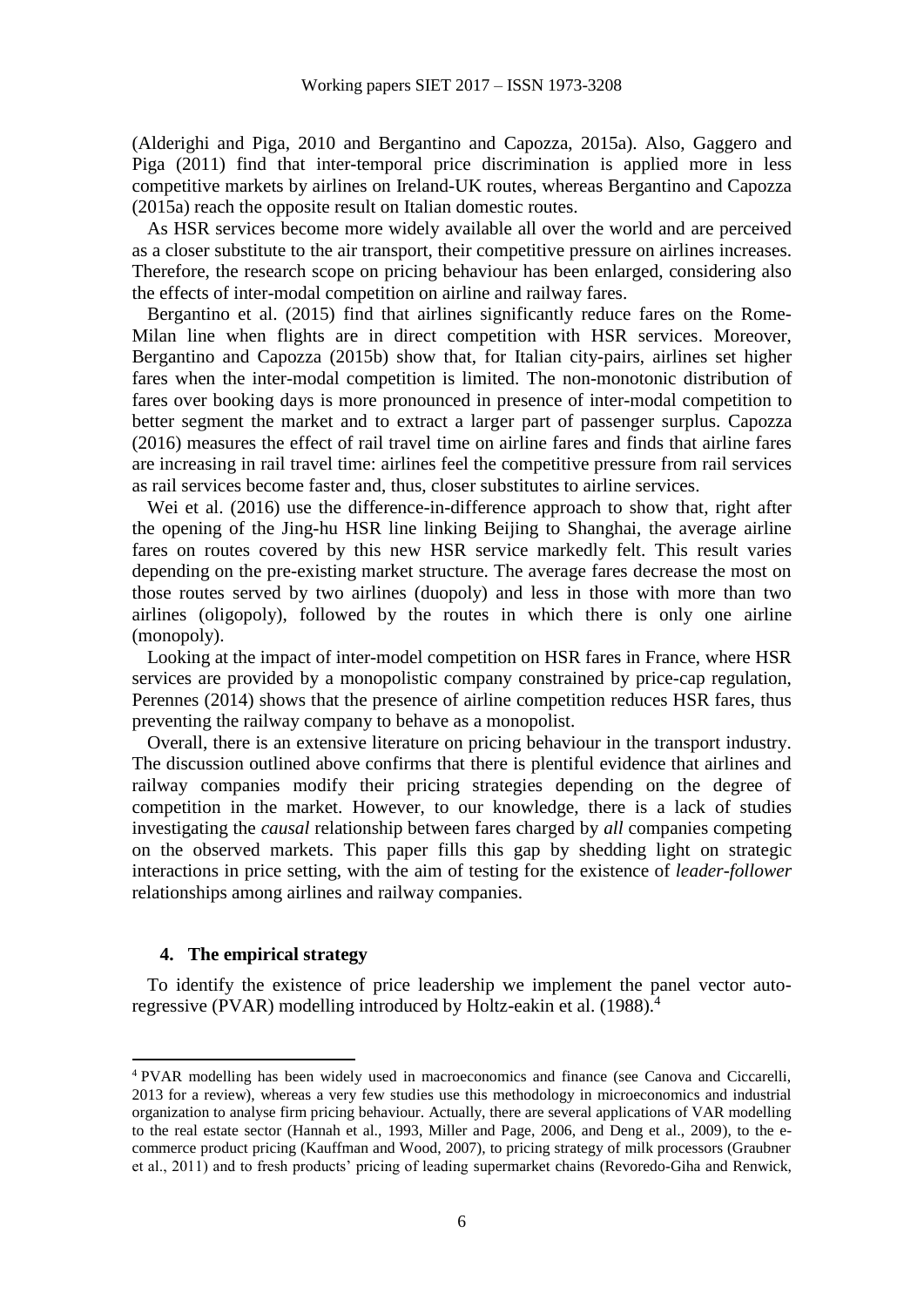(Alderighi and Piga, 2010 and Bergantino and Capozza, 2015a). Also, Gaggero and Piga (2011) find that inter-temporal price discrimination is applied more in less competitive markets by airlines on Ireland-UK routes, whereas Bergantino and Capozza (2015a) reach the opposite result on Italian domestic routes.

As HSR services become more widely available all over the world and are perceived as a closer substitute to the air transport, their competitive pressure on airlines increases. Therefore, the research scope on pricing behaviour has been enlarged, considering also the effects of inter-modal competition on airline and railway fares.

Bergantino et al. (2015) find that airlines significantly reduce fares on the Rome-Milan line when flights are in direct competition with HSR services. Moreover, Bergantino and Capozza (2015b) show that, for Italian city-pairs, airlines set higher fares when the inter-modal competition is limited. The non-monotonic distribution of fares over booking days is more pronounced in presence of inter-modal competition to better segment the market and to extract a larger part of passenger surplus. Capozza (2016) measures the effect of rail travel time on airline fares and finds that airline fares are increasing in rail travel time: airlines feel the competitive pressure from rail services as rail services become faster and, thus, closer substitutes to airline services.

Wei et al. (2016) use the difference-in-difference approach to show that, right after the opening of the Jing-hu HSR line linking Beijing to Shanghai, the average airline fares on routes covered by this new HSR service markedly felt. This result varies depending on the pre-existing market structure. The average fares decrease the most on those routes served by two airlines (duopoly) and less in those with more than two airlines (oligopoly), followed by the routes in which there is only one airline (monopoly).

Looking at the impact of inter-model competition on HSR fares in France, where HSR services are provided by a monopolistic company constrained by price-cap regulation, Perennes (2014) shows that the presence of airline competition reduces HSR fares, thus preventing the railway company to behave as a monopolist.

Overall, there is an extensive literature on pricing behaviour in the transport industry. The discussion outlined above confirms that there is plentiful evidence that airlines and railway companies modify their pricing strategies depending on the degree of competition in the market. However, to our knowledge, there is a lack of studies investigating the *causal* relationship between fares charged by *all* companies competing on the observed markets. This paper fills this gap by shedding light on strategic interactions in price setting, with the aim of testing for the existence of *leader-follower* relationships among airlines and railway companies.

## 4. The empirical strategy

To identify the existence of price leadership we implement the panel vector auto-regressive (PVAR) modelling introduced by Holtz-eakin et al. (1988).[4]

[4] PVAR modelling has been widely used in macroeconomics and finance (see Canova and Ciccarelli, 2013 for a review), whereas a very few studies use this methodology in microeconomics and industrial organization to analyse firm pricing behaviour. Actually, there are several applications of VAR modelling to the real estate sector (Hannah et al., 1993, Miller and Page, 2006, and Deng et al., 2009), to the e-commerce product pricing (Kauffman and Wood, 2007), to pricing strategy of milk processors (Graubner et al., 2011) and to fresh products' pricing of leading supermarket chains (Revoredo-Giha and Renwick,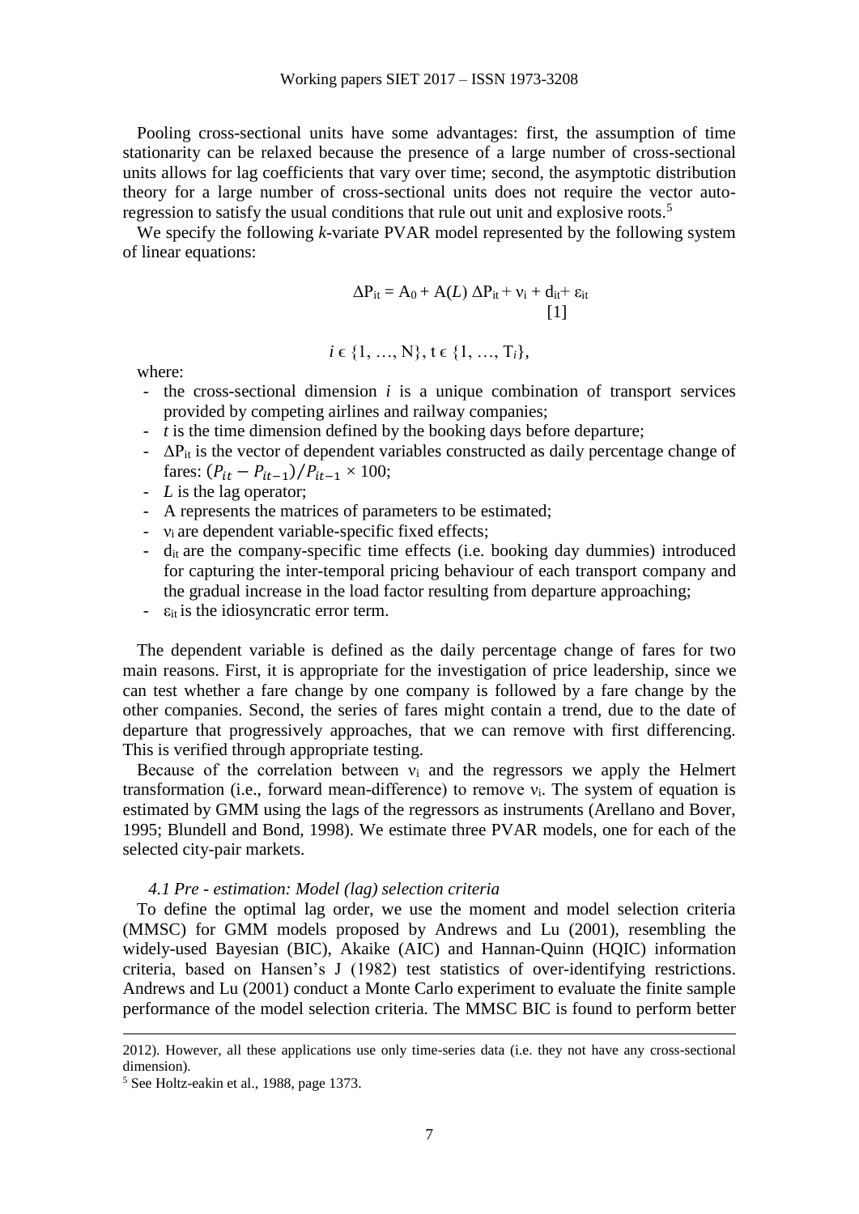Pooling cross-sectional units have some advantages: first, the assumption of time stationarity can be relaxed because the presence of a large number of cross-sectional units allows for lag coefficients that vary over time; second, the asymptotic distribution theory for a large number of cross-sectional units does not require the vector auto-regression to satisfy the usual conditions that rule out unit and explosive roots.[5]

We specify the following *k*-variate PVAR model represented by the following system of linear equations:

$$\Delta P_{it} = A_0 + A(L)\, \Delta P_{it} + \nu_i + d_{it} + \varepsilon_{it} \qquad [1]$$

$$i \in \{1, \ldots, N\},\ t \in \{1, \ldots, T_i\},$$

where:

- the cross-sectional dimension *i* is a unique combination of transport services provided by competing airlines and railway companies;
- *t* is the time dimension defined by the booking days before departure;
- $\Delta P_{it}$ is the vector of dependent variables constructed as daily percentage change of fares: $(P_{it} - P_{it-1})/P_{it-1} \times 100$;
- *L* is the lag operator;
- A represents the matrices of parameters to be estimated;
- $\nu_i$ are dependent variable-specific fixed effects;
- $d_{it}$ are the company-specific time effects (i.e. booking day dummies) introduced for capturing the inter-temporal pricing behaviour of each transport company and the gradual increase in the load factor resulting from departure approaching;
- $\varepsilon_{it}$ is the idiosyncratic error term.

The dependent variable is defined as the daily percentage change of fares for two main reasons. First, it is appropriate for the investigation of price leadership, since we can test whether a fare change by one company is followed by a fare change by the other companies. Second, the series of fares might contain a trend, due to the date of departure that progressively approaches, that we can remove with first differencing. This is verified through appropriate testing.

Because of the correlation between $\nu_i$ and the regressors we apply the Helmert transformation (i.e., forward mean-difference) to remove $\nu_i$. The system of equation is estimated by GMM using the lags of the regressors as instruments (Arellano and Bover, 1995; Blundell and Bond, 1998). We estimate three PVAR models, one for each of the selected city-pair markets.

### *4.1 Pre - estimation: Model (lag) selection criteria*

To define the optimal lag order, we use the moment and model selection criteria (MMSC) for GMM models proposed by Andrews and Lu (2001), resembling the widely-used Bayesian (BIC), Akaike (AIC) and Hannan-Quinn (HQIC) information criteria, based on Hansen's J (1982) test statistics of over-identifying restrictions. Andrews and Lu (2001) conduct a Monte Carlo experiment to evaluate the finite sample performance of the model selection criteria. The MMSC BIC is found to perform better

---

2012). However, all these applications use only time-series data (i.e. they not have any cross-sectional dimension).

[5] See Holtz-eakin et al., 1988, page 1373.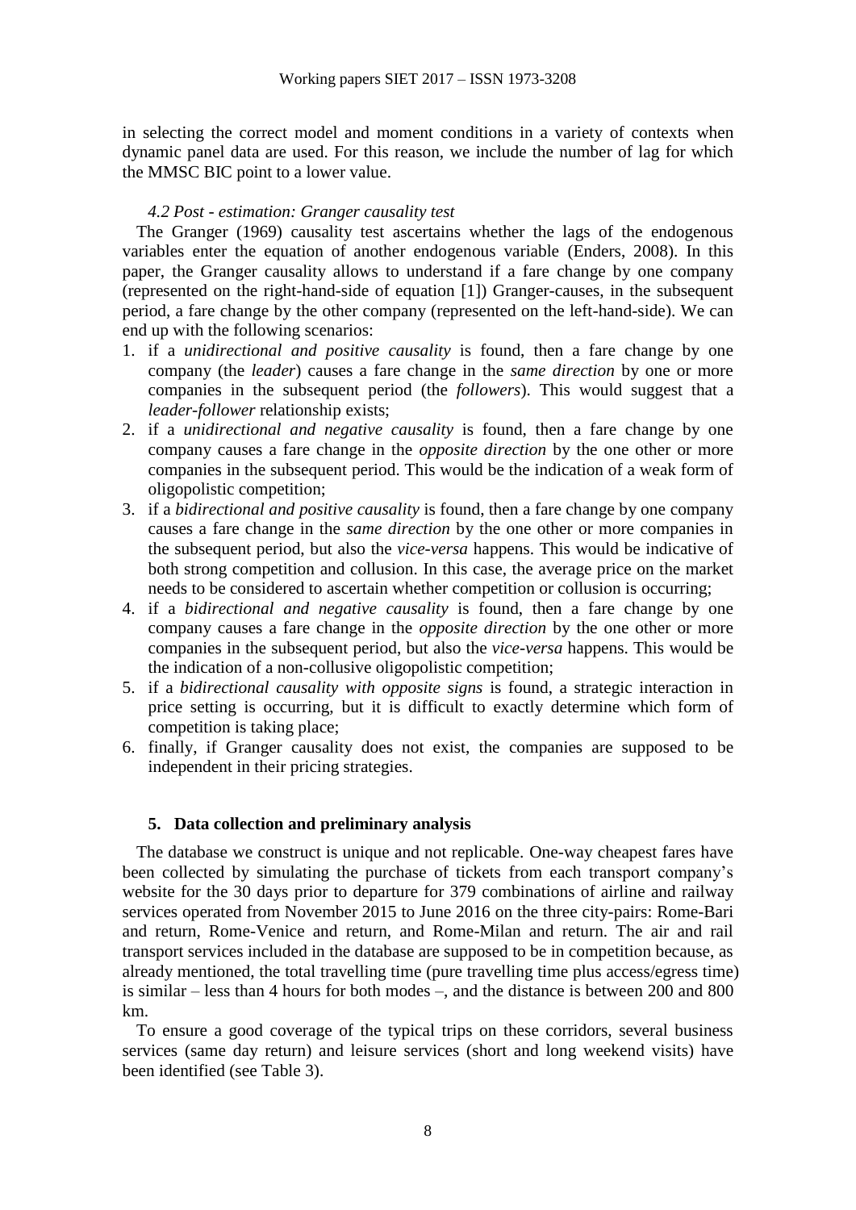in selecting the correct model and moment conditions in a variety of contexts when dynamic panel data are used. For this reason, we include the number of lag for which the MMSC BIC point to a lower value.

### *4.2 Post - estimation: Granger causality test*

The Granger (1969) causality test ascertains whether the lags of the endogenous variables enter the equation of another endogenous variable (Enders, 2008). In this paper, the Granger causality allows to understand if a fare change by one company (represented on the right-hand-side of equation [1]) Granger-causes, in the subsequent period, a fare change by the other company (represented on the left-hand-side). We can end up with the following scenarios:

1. if a *unidirectional and positive causality* is found, then a fare change by one company (the *leader*) causes a fare change in the *same direction* by one or more companies in the subsequent period (the *followers*). This would suggest that a *leader-follower* relationship exists;
2. if a *unidirectional and negative causality* is found, then a fare change by one company causes a fare change in the *opposite direction* by the one other or more companies in the subsequent period. This would be the indication of a weak form of oligopolistic competition;
3. if a *bidirectional and positive causality* is found, then a fare change by one company causes a fare change in the *same direction* by the one other or more companies in the subsequent period, but also the *vice-versa* happens. This would be indicative of both strong competition and collusion. In this case, the average price on the market needs to be considered to ascertain whether competition or collusion is occurring;
4. if a *bidirectional and negative causality* is found, then a fare change by one company causes a fare change in the *opposite direction* by the one other or more companies in the subsequent period, but also the *vice-versa* happens. This would be the indication of a non-collusive oligopolistic competition;
5. if a *bidirectional causality with opposite signs* is found, a strategic interaction in price setting is occurring, but it is difficult to exactly determine which form of competition is taking place;
6. finally, if Granger causality does not exist, the companies are supposed to be independent in their pricing strategies.

## 5. Data collection and preliminary analysis

The database we construct is unique and not replicable. One-way cheapest fares have been collected by simulating the purchase of tickets from each transport company's website for the 30 days prior to departure for 379 combinations of airline and railway services operated from November 2015 to June 2016 on the three city-pairs: Rome-Bari and return, Rome-Venice and return, and Rome-Milan and return. The air and rail transport services included in the database are supposed to be in competition because, as already mentioned, the total travelling time (pure travelling time plus access/egress time) is similar – less than 4 hours for both modes –, and the distance is between 200 and 800 km.

To ensure a good coverage of the typical trips on these corridors, several business services (same day return) and leisure services (short and long weekend visits) have been identified (see Table 3).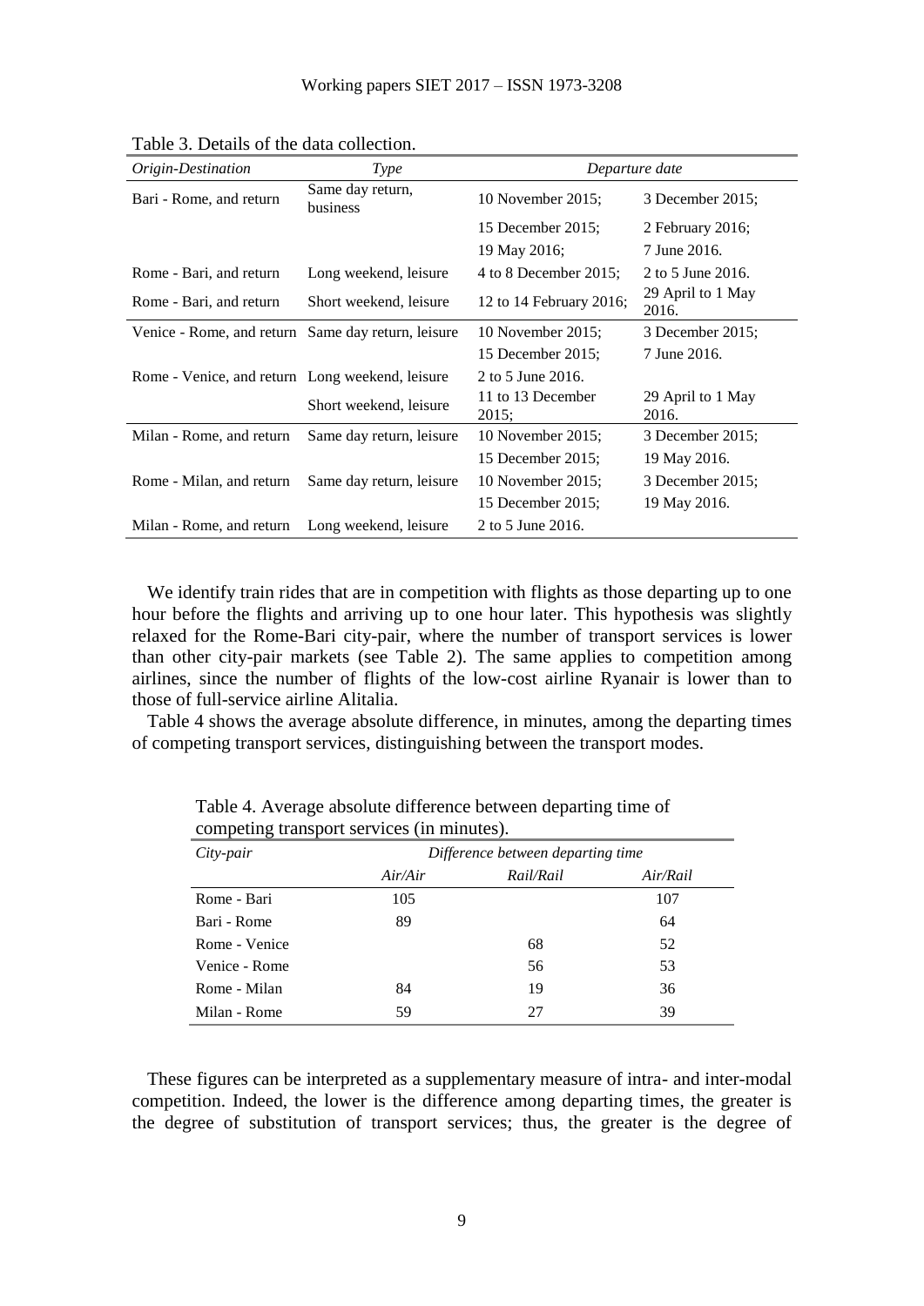Table 3. Details of the data collection.

| *Origin-Destination* | *Type* | *Departure date* | |
|---|---|---|---|
| Bari - Rome, and return | Same day return, business | 10 November 2015; | 3 December 2015; |
| | | 15 December 2015; | 2 February 2016; |
| | | 19 May 2016; | 7 June 2016. |
| Rome - Bari, and return | Long weekend, leisure | 4 to 8 December 2015; | 2 to 5 June 2016. |
| Rome - Bari, and return | Short weekend, leisure | 12 to 14 February 2016; | 29 April to 1 May 2016. |
| Venice - Rome, and return | Same day return, leisure | 10 November 2015; | 3 December 2015; |
| | | 15 December 2015; | 7 June 2016. |
| Rome - Venice, and return | Long weekend, leisure | 2 to 5 June 2016. | |
| | Short weekend, leisure | 11 to 13 December 2015; | 29 April to 1 May 2016. |
| Milan - Rome, and return | Same day return, leisure | 10 November 2015; | 3 December 2015; |
| | | 15 December 2015; | 19 May 2016. |
| Rome - Milan, and return | Same day return, leisure | 10 November 2015; | 3 December 2015; |
| | | 15 December 2015; | 19 May 2016. |
| Milan - Rome, and return | Long weekend, leisure | 2 to 5 June 2016. | |

We identify train rides that are in competition with flights as those departing up to one hour before the flights and arriving up to one hour later. This hypothesis was slightly relaxed for the Rome-Bari city-pair, where the number of transport services is lower than other city-pair markets (see Table 2). The same applies to competition among airlines, since the number of flights of the low-cost airline Ryanair is lower than to those of full-service airline Alitalia.

Table 4 shows the average absolute difference, in minutes, among the departing times of competing transport services, distinguishing between the transport modes.

Table 4. Average absolute difference between departing time of competing transport services (in minutes).

| *City-pair* | *Difference between departing time* | | |
|---|---|---|---|
| | *Air/Air* | *Rail/Rail* | *Air/Rail* |
| Rome - Bari | 105 | | 107 |
| Bari - Rome | 89 | | 64 |
| Rome - Venice | | 68 | 52 |
| Venice - Rome | | 56 | 53 |
| Rome - Milan | 84 | 19 | 36 |
| Milan - Rome | 59 | 27 | 39 |

These figures can be interpreted as a supplementary measure of intra- and inter-modal competition. Indeed, the lower is the difference among departing times, the greater is the degree of substitution of transport services; thus, the greater is the degree of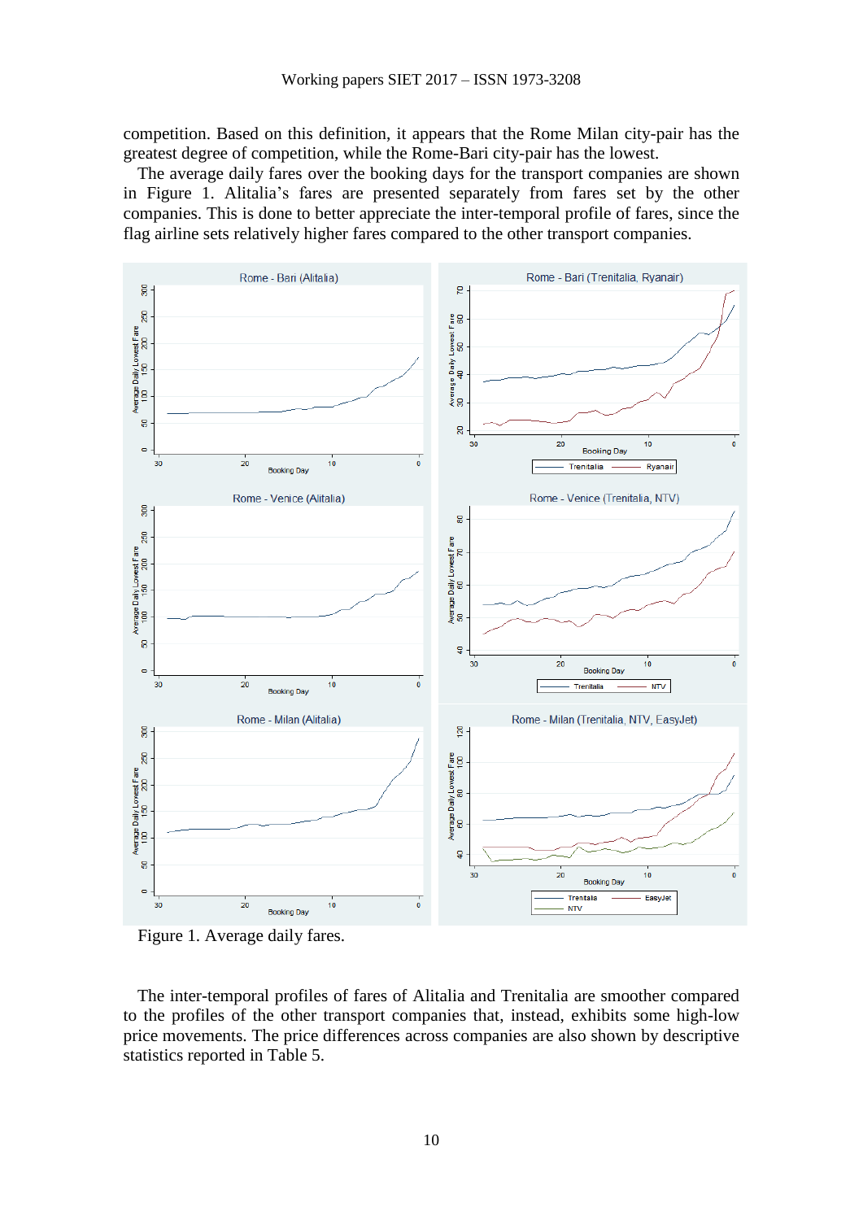competition. Based on this definition, it appears that the Rome Milan city-pair has the greatest degree of competition, while the Rome-Bari city-pair has the lowest.

The average daily fares over the booking days for the transport companies are shown in Figure 1. Alitalia's fares are presented separately from fares set by the other companies. This is done to better appreciate the inter-temporal profile of fares, since the flag airline sets relatively higher fares compared to the other transport companies.

Figure 1. Average daily fares.

The inter-temporal profiles of fares of Alitalia and Trenitalia are smoother compared to the profiles of the other transport companies that, instead, exhibits some high-low price movements. The price differences across companies are also shown by descriptive statistics reported in Table 5.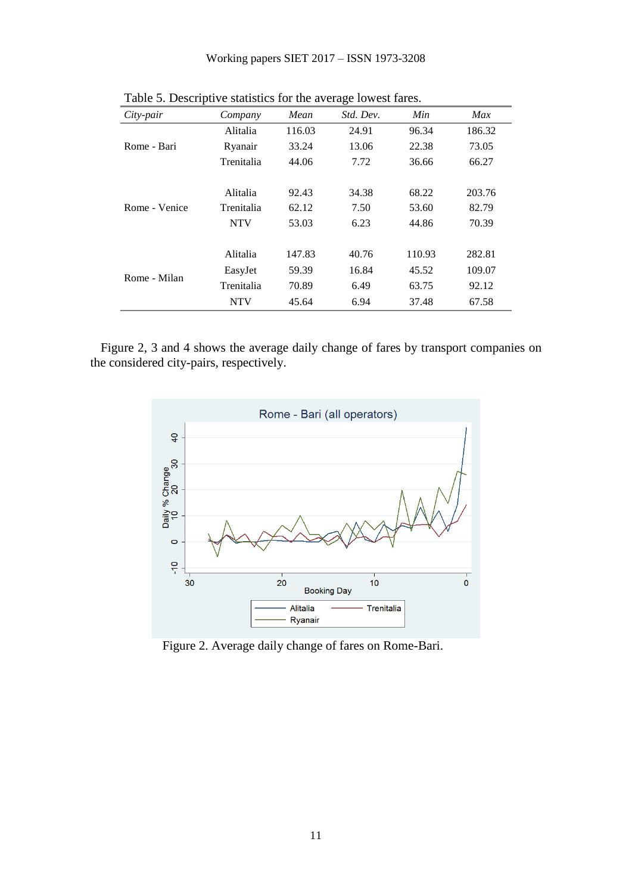Table 5. Descriptive statistics for the average lowest fares.

| *City-pair* | *Company* | *Mean* | *Std. Dev.* | *Min* | *Max* |
|---|---|---|---|---|---|
| Rome - Bari | Alitalia | 116.03 | 24.91 | 96.34 | 186.32 |
| | Ryanair | 33.24 | 13.06 | 22.38 | 73.05 |
| | Trenitalia | 44.06 | 7.72 | 36.66 | 66.27 |
| Rome - Venice | Alitalia | 92.43 | 34.38 | 68.22 | 203.76 |
| | Trenitalia | 62.12 | 7.50 | 53.60 | 82.79 |
| | NTV | 53.03 | 6.23 | 44.86 | 70.39 |
| Rome - Milan | Alitalia | 147.83 | 40.76 | 110.93 | 282.81 |
| | EasyJet | 59.39 | 16.84 | 45.52 | 109.07 |
| | Trenitalia | 70.89 | 6.49 | 63.75 | 92.12 |
| | NTV | 45.64 | 6.94 | 37.48 | 67.58 |

Figure 2, 3 and 4 shows the average daily change of fares by transport companies on the considered city-pairs, respectively.

Figure 2. Average daily change of fares on Rome-Bari.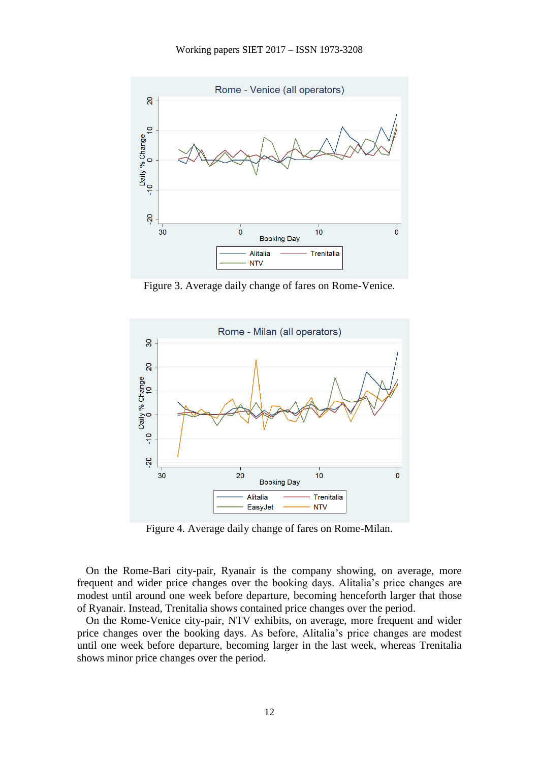Figure 3. Average daily change of fares on Rome-Venice.

Figure 4. Average daily change of fares on Rome-Milan.

On the Rome-Bari city-pair, Ryanair is the company showing, on average, more frequent and wider price changes over the booking days. Alitalia's price changes are modest until around one week before departure, becoming henceforth larger that those of Ryanair. Instead, Trenitalia shows contained price changes over the period.

On the Rome-Venice city-pair, NTV exhibits, on average, more frequent and wider price changes over the booking days. As before, Alitalia's price changes are modest until one week before departure, becoming larger in the last week, whereas Trenitalia shows minor price changes over the period.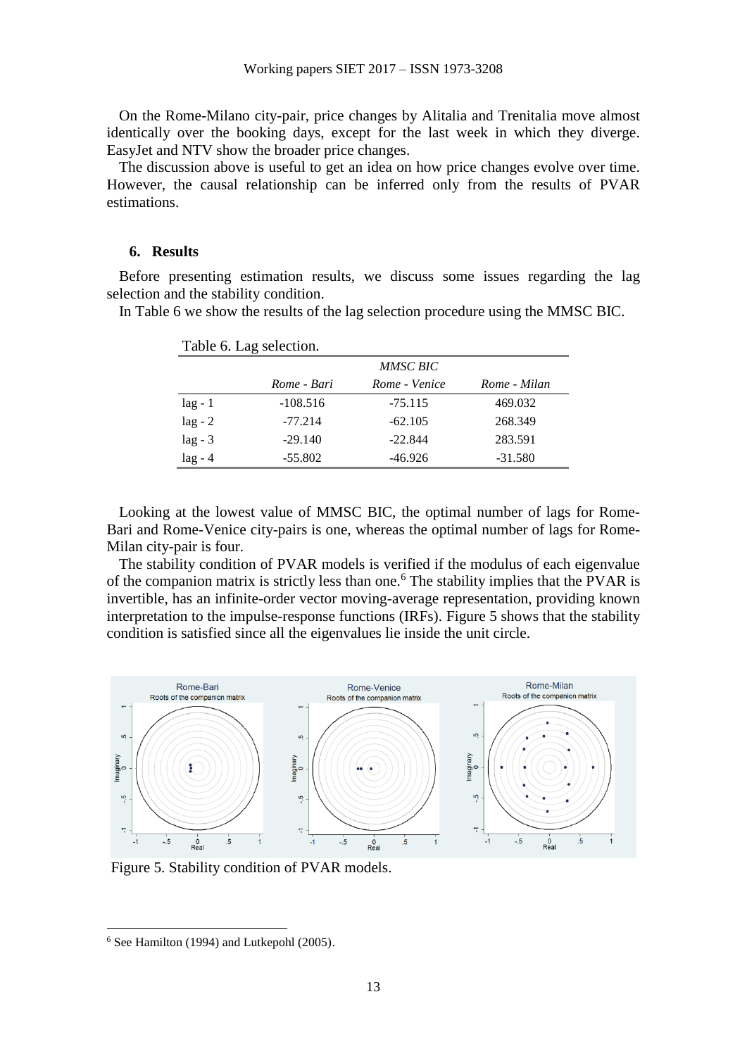On the Rome-Milano city-pair, price changes by Alitalia and Trenitalia move almost identically over the booking days, except for the last week in which they diverge. EasyJet and NTV show the broader price changes.

The discussion above is useful to get an idea on how price changes evolve over time. However, the causal relationship can be inferred only from the results of PVAR estimations.

## 6. Results

Before presenting estimation results, we discuss some issues regarding the lag selection and the stability condition.

In Table 6 we show the results of the lag selection procedure using the MMSC BIC.

Table 6. Lag selection.

| | *MMSC BIC* | | |
|---|---|---|---|
| | *Rome - Bari* | *Rome - Venice* | *Rome - Milan* |
| lag - 1 | -108.516 | -75.115 | 469.032 |
| lag - 2 | -77.214 | -62.105 | 268.349 |
| lag - 3 | -29.140 | -22.844 | 283.591 |
| lag - 4 | -55.802 | -46.926 | -31.580 |

Looking at the lowest value of MMSC BIC, the optimal number of lags for Rome-Bari and Rome-Venice city-pairs is one, whereas the optimal number of lags for Rome-Milan city-pair is four.

The stability condition of PVAR models is verified if the modulus of each eigenvalue of the companion matrix is strictly less than one.[6] The stability implies that the PVAR is invertible, has an infinite-order vector moving-average representation, providing known interpretation to the impulse-response functions (IRFs). Figure 5 shows that the stability condition is satisfied since all the eigenvalues lie inside the unit circle.

Figure 5. Stability condition of PVAR models.

[6] See Hamilton (1994) and Lutkepohl (2005).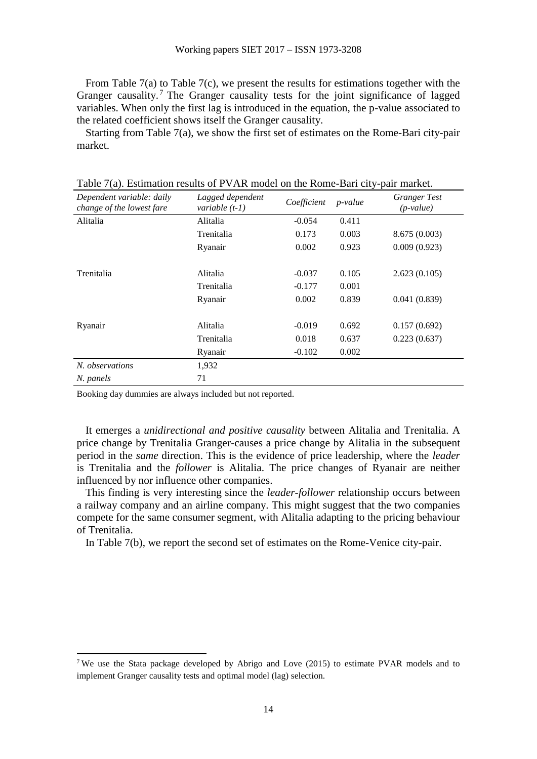From Table 7(a) to Table 7(c), we present the results for estimations together with the Granger causality.[7] The Granger causality tests for the joint significance of lagged variables. When only the first lag is introduced in the equation, the p-value associated to the related coefficient shows itself the Granger causality.

Starting from Table 7(a), we show the first set of estimates on the Rome-Bari city-pair market.

Table 7(a). Estimation results of PVAR model on the Rome-Bari city-pair market.

| *Dependent variable: daily change of the lowest fare* | *Lagged dependent variable (t-1)* | *Coefficient* | *p-value* | *Granger Test (p-value)* |
|---|---|---|---|---|
| Alitalia | Alitalia | -0.054 | 0.411 | |
| | Trenitalia | 0.173 | 0.003 | 8.675 (0.003) |
| | Ryanair | 0.002 | 0.923 | 0.009 (0.923) |
| Trenitalia | Alitalia | -0.037 | 0.105 | 2.623 (0.105) |
| | Trenitalia | -0.177 | 0.001 | |
| | Ryanair | 0.002 | 0.839 | 0.041 (0.839) |
| Ryanair | Alitalia | -0.019 | 0.692 | 0.157 (0.692) |
| | Trenitalia | 0.018 | 0.637 | 0.223 (0.637) |
| | Ryanair | -0.102 | 0.002 | |
| *N. observations* | 1,932 | | | |
| *N. panels* | 71 | | | |

Booking day dummies are always included but not reported.

It emerges a *unidirectional and positive causality* between Alitalia and Trenitalia. A price change by Trenitalia Granger-causes a price change by Alitalia in the subsequent period in the *same* direction. This is the evidence of price leadership, where the *leader* is Trenitalia and the *follower* is Alitalia. The price changes of Ryanair are neither influenced by nor influence other companies.

This finding is very interesting since the *leader-follower* relationship occurs between a railway company and an airline company. This might suggest that the two companies compete for the same consumer segment, with Alitalia adapting to the pricing behaviour of Trenitalia.

In Table 7(b), we report the second set of estimates on the Rome-Venice city-pair.

[7] We use the Stata package developed by Abrigo and Love (2015) to estimate PVAR models and to implement Granger causality tests and optimal model (lag) selection.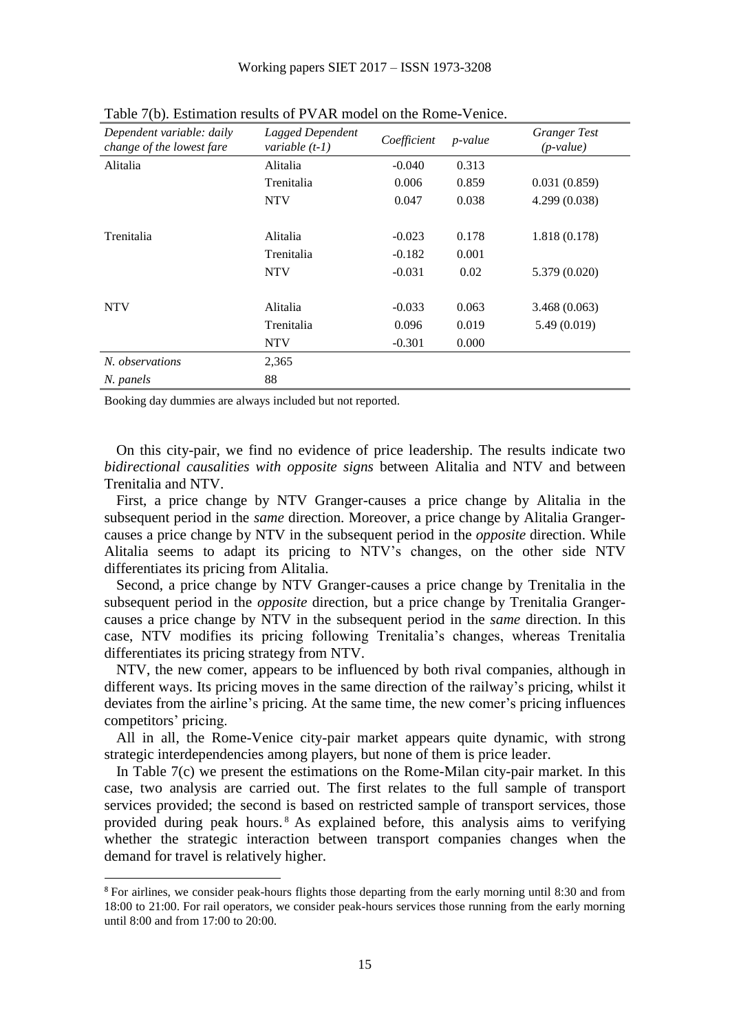Table 7(b). Estimation results of PVAR model on the Rome-Venice.

| *Dependent variable: daily change of the lowest fare* | *Lagged Dependent variable (t-1)* | *Coefficient* | *p-value* | *Granger Test (p-value)* |
|---|---|---|---|---|
| Alitalia | Alitalia | -0.040 | 0.313 | |
| | Trenitalia | 0.006 | 0.859 | 0.031 (0.859) |
| | NTV | 0.047 | 0.038 | 4.299 (0.038) |
| Trenitalia | Alitalia | -0.023 | 0.178 | 1.818 (0.178) |
| | Trenitalia | -0.182 | 0.001 | |
| | NTV | -0.031 | 0.02 | 5.379 (0.020) |
| NTV | Alitalia | -0.033 | 0.063 | 3.468 (0.063) |
| | Trenitalia | 0.096 | 0.019 | 5.49 (0.019) |
| | NTV | -0.301 | 0.000 | |
| *N. observations* | 2,365 | | | |
| *N. panels* | 88 | | | |

Booking day dummies are always included but not reported.

On this city-pair, we find no evidence of price leadership. The results indicate two *bidirectional causalities with opposite signs* between Alitalia and NTV and between Trenitalia and NTV.

First, a price change by NTV Granger-causes a price change by Alitalia in the subsequent period in the *same* direction. Moreover, a price change by Alitalia Granger-causes a price change by NTV in the subsequent period in the *opposite* direction. While Alitalia seems to adapt its pricing to NTV's changes, on the other side NTV differentiates its pricing from Alitalia.

Second, a price change by NTV Granger-causes a price change by Trenitalia in the subsequent period in the *opposite* direction, but a price change by Trenitalia Granger-causes a price change by NTV in the subsequent period in the *same* direction. In this case, NTV modifies its pricing following Trenitalia's changes, whereas Trenitalia differentiates its pricing strategy from NTV.

NTV, the new comer, appears to be influenced by both rival companies, although in different ways. Its pricing moves in the same direction of the railway's pricing, whilst it deviates from the airline's pricing. At the same time, the new comer's pricing influences competitors' pricing.

All in all, the Rome-Venice city-pair market appears quite dynamic, with strong strategic interdependencies among players, but none of them is price leader.

In Table 7(c) we present the estimations on the Rome-Milan city-pair market. In this case, two analysis are carried out. The first relates to the full sample of transport services provided; the second is based on restricted sample of transport services, those provided during peak hours.[8] As explained before, this analysis aims to verifying whether the strategic interaction between transport companies changes when the demand for travel is relatively higher.

[8] For airlines, we consider peak-hours flights those departing from the early morning until 8:30 and from 18:00 to 21:00. For rail operators, we consider peak-hours services those running from the early morning until 8:00 and from 17:00 to 20:00.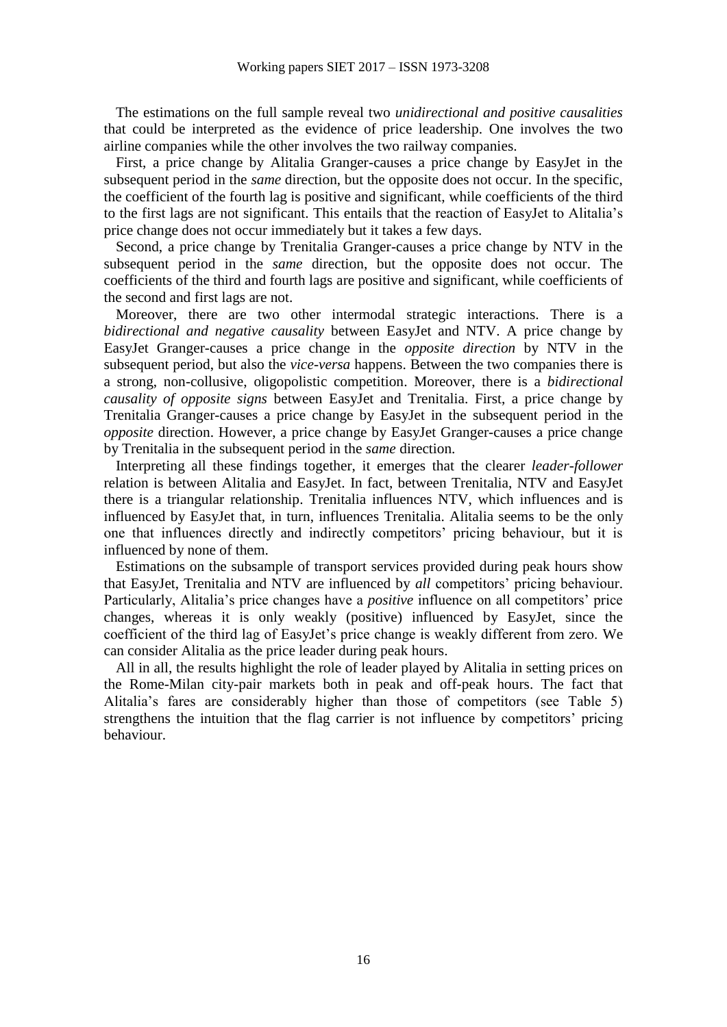The estimations on the full sample reveal two *unidirectional and positive causalities* that could be interpreted as the evidence of price leadership. One involves the two airline companies while the other involves the two railway companies.

First, a price change by Alitalia Granger-causes a price change by EasyJet in the subsequent period in the *same* direction, but the opposite does not occur. In the specific, the coefficient of the fourth lag is positive and significant, while coefficients of the third to the first lags are not significant. This entails that the reaction of EasyJet to Alitalia's price change does not occur immediately but it takes a few days.

Second, a price change by Trenitalia Granger-causes a price change by NTV in the subsequent period in the *same* direction, but the opposite does not occur. The coefficients of the third and fourth lags are positive and significant, while coefficients of the second and first lags are not.

Moreover, there are two other intermodal strategic interactions. There is a *bidirectional and negative causality* between EasyJet and NTV. A price change by EasyJet Granger-causes a price change in the *opposite direction* by NTV in the subsequent period, but also the *vice-versa* happens. Between the two companies there is a strong, non-collusive, oligopolistic competition. Moreover, there is a *bidirectional causality of opposite signs* between EasyJet and Trenitalia. First, a price change by Trenitalia Granger-causes a price change by EasyJet in the subsequent period in the *opposite* direction. However, a price change by EasyJet Granger-causes a price change by Trenitalia in the subsequent period in the *same* direction.

Interpreting all these findings together, it emerges that the clearer *leader-follower* relation is between Alitalia and EasyJet. In fact, between Trenitalia, NTV and EasyJet there is a triangular relationship. Trenitalia influences NTV, which influences and is influenced by EasyJet that, in turn, influences Trenitalia. Alitalia seems to be the only one that influences directly and indirectly competitors' pricing behaviour, but it is influenced by none of them.

Estimations on the subsample of transport services provided during peak hours show that EasyJet, Trenitalia and NTV are influenced by *all* competitors' pricing behaviour. Particularly, Alitalia's price changes have a *positive* influence on all competitors' price changes, whereas it is only weakly (positive) influenced by EasyJet, since the coefficient of the third lag of EasyJet's price change is weakly different from zero. We can consider Alitalia as the price leader during peak hours.

All in all, the results highlight the role of leader played by Alitalia in setting prices on the Rome-Milan city-pair markets both in peak and off-peak hours. The fact that Alitalia's fares are considerably higher than those of competitors (see Table 5) strengthens the intuition that the flag carrier is not influence by competitors' pricing behaviour.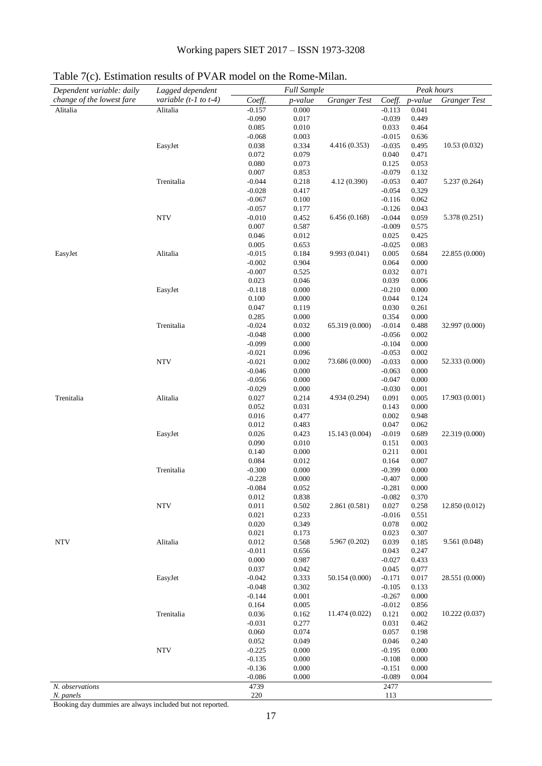Table 7(c). Estimation results of PVAR model on the Rome-Milan.

| Dependent variable: daily change of the lowest fare | Lagged dependent variable (t-1 to t-4) | Full Sample | | | Peak hours | | |
|---|---|---|---|---|---|---|---|
| | | *Coeff.* | *p-value* | *Granger Test* | *Coeff.* | *p-value* | *Granger Test* |
| Alitalia | Alitalia | -0.157 | 0.000 | | -0.113 | 0.041 | |
| | | -0.090 | 0.017 | | -0.039 | 0.449 | |
| | | 0.085 | 0.010 | | 0.033 | 0.464 | |
| | | -0.068 | 0.003 | | -0.015 | 0.636 | |
| | EasyJet | 0.038 | 0.334 | 4.416 (0.353) | -0.035 | 0.495 | 10.53 (0.032) |
| | | 0.072 | 0.079 | | 0.040 | 0.471 | |
| | | 0.080 | 0.073 | | 0.125 | 0.053 | |
| | | 0.007 | 0.853 | | -0.079 | 0.132 | |
| | Trenitalia | -0.044 | 0.218 | 4.12 (0.390) | -0.053 | 0.407 | 5.237 (0.264) |
| | | -0.028 | 0.417 | | -0.054 | 0.329 | |
| | | -0.067 | 0.100 | | -0.116 | 0.062 | |
| | | -0.057 | 0.177 | | -0.126 | 0.043 | |
| | NTV | -0.010 | 0.452 | 6.456 (0.168) | -0.044 | 0.059 | 5.378 (0.251) |
| | | 0.007 | 0.587 | | -0.009 | 0.575 | |
| | | 0.046 | 0.012 | | 0.025 | 0.425 | |
| | | 0.005 | 0.653 | | -0.025 | 0.083 | |
| EasyJet | Alitalia | -0.015 | 0.184 | 9.993 (0.041) | 0.005 | 0.684 | 22.855 (0.000) |
| | | -0.002 | 0.904 | | 0.064 | 0.000 | |
| | | -0.007 | 0.525 | | 0.032 | 0.071 | |
| | | 0.023 | 0.046 | | 0.039 | 0.006 | |
| | EasyJet | -0.118 | 0.000 | | -0.210 | 0.000 | |
| | | 0.100 | 0.000 | | 0.044 | 0.124 | |
| | | 0.047 | 0.119 | | 0.030 | 0.261 | |
| | | 0.285 | 0.000 | | 0.354 | 0.000 | |
| | Trenitalia | -0.024 | 0.032 | 65.319 (0.000) | -0.014 | 0.488 | 32.997 (0.000) |
| | | -0.048 | 0.000 | | -0.056 | 0.002 | |
| | | -0.099 | 0.000 | | -0.104 | 0.000 | |
| | | -0.021 | 0.096 | | -0.053 | 0.002 | |
| | NTV | -0.021 | 0.002 | 73.686 (0.000) | -0.033 | 0.000 | 52.333 (0.000) |
| | | -0.046 | 0.000 | | -0.063 | 0.000 | |
| | | -0.056 | 0.000 | | -0.047 | 0.000 | |
| | | -0.029 | 0.000 | | -0.030 | 0.001 | |
| Trenitalia | Alitalia | 0.027 | 0.214 | 4.934 (0.294) | 0.091 | 0.005 | 17.903 (0.001) |
| | | 0.052 | 0.031 | | 0.143 | 0.000 | |
| | | 0.016 | 0.477 | | 0.002 | 0.948 | |
| | | 0.012 | 0.483 | | 0.047 | 0.062 | |
| | EasyJet | 0.026 | 0.423 | 15.143 (0.004) | -0.019 | 0.689 | 22.319 (0.000) |
| | | 0.090 | 0.010 | | 0.151 | 0.003 | |
| | | 0.140 | 0.000 | | 0.211 | 0.001 | |
| | | 0.084 | 0.012 | | 0.164 | 0.007 | |
| | Trenitalia | -0.300 | 0.000 | | -0.399 | 0.000 | |
| | | -0.228 | 0.000 | | -0.407 | 0.000 | |
| | | -0.084 | 0.052 | | -0.281 | 0.000 | |
| | | 0.012 | 0.838 | | -0.082 | 0.370 | |
| | NTV | 0.011 | 0.502 | 2.861 (0.581) | 0.027 | 0.258 | 12.850 (0.012) |
| | | 0.021 | 0.233 | | -0.016 | 0.551 | |
| | | 0.020 | 0.349 | | 0.078 | 0.002 | |
| | | 0.021 | 0.173 | | 0.023 | 0.307 | |
| NTV | Alitalia | 0.012 | 0.568 | 5.967 (0.202) | 0.039 | 0.185 | 9.561 (0.048) |
| | | -0.011 | 0.656 | | 0.043 | 0.247 | |
| | | 0.000 | 0.987 | | -0.027 | 0.433 | |
| | | 0.037 | 0.042 | | 0.045 | 0.077 | |
| | EasyJet | -0.042 | 0.333 | 50.154 (0.000) | -0.171 | 0.017 | 28.551 (0.000) |
| | | -0.048 | 0.302 | | -0.105 | 0.133 | |
| | | -0.144 | 0.001 | | -0.267 | 0.000 | |
| | | 0.164 | 0.005 | | -0.012 | 0.856 | |
| | Trenitalia | 0.036 | 0.162 | 11.474 (0.022) | 0.121 | 0.002 | 10.222 (0.037) |
| | | -0.031 | 0.277 | | 0.031 | 0.462 | |
| | | 0.060 | 0.074 | | 0.057 | 0.198 | |
| | | 0.052 | 0.049 | | 0.046 | 0.240 | |
| | NTV | -0.225 | 0.000 | | -0.195 | 0.000 | |
| | | -0.135 | 0.000 | | -0.108 | 0.000 | |
| | | -0.136 | 0.000 | | -0.151 | 0.000 | |
| | | -0.086 | 0.000 | | -0.089 | 0.004 | |
| *N. observations* | | 4739 | | | 2477 | | |
| *N. panels* | | 220 | | | 113 | | |

Booking day dummies are always included but not reported.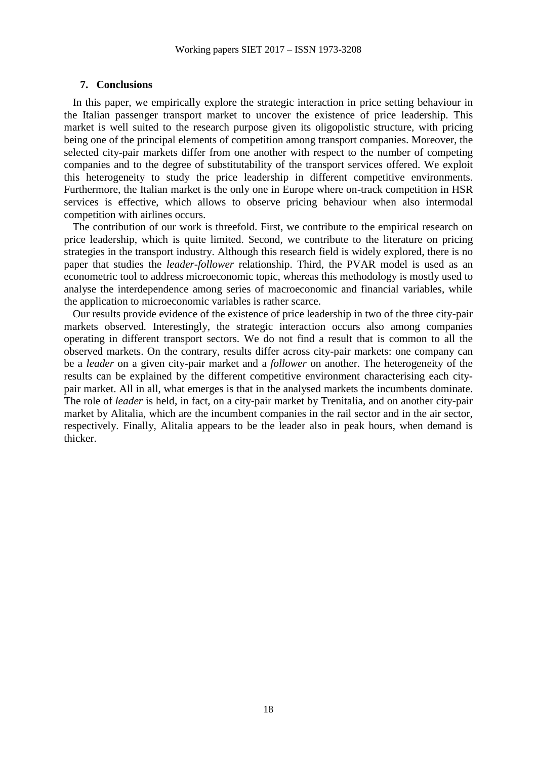## 7. Conclusions

In this paper, we empirically explore the strategic interaction in price setting behaviour in the Italian passenger transport market to uncover the existence of price leadership. This market is well suited to the research purpose given its oligopolistic structure, with pricing being one of the principal elements of competition among transport companies. Moreover, the selected city-pair markets differ from one another with respect to the number of competing companies and to the degree of substitutability of the transport services offered. We exploit this heterogeneity to study the price leadership in different competitive environments. Furthermore, the Italian market is the only one in Europe where on-track competition in HSR services is effective, which allows to observe pricing behaviour when also intermodal competition with airlines occurs.

The contribution of our work is threefold. First, we contribute to the empirical research on price leadership, which is quite limited. Second, we contribute to the literature on pricing strategies in the transport industry. Although this research field is widely explored, there is no paper that studies the *leader-follower* relationship. Third, the PVAR model is used as an econometric tool to address microeconomic topic, whereas this methodology is mostly used to analyse the interdependence among series of macroeconomic and financial variables, while the application to microeconomic variables is rather scarce.

Our results provide evidence of the existence of price leadership in two of the three city-pair markets observed. Interestingly, the strategic interaction occurs also among companies operating in different transport sectors. We do not find a result that is common to all the observed markets. On the contrary, results differ across city-pair markets: one company can be a *leader* on a given city-pair market and a *follower* on another. The heterogeneity of the results can be explained by the different competitive environment characterising each city-pair market. All in all, what emerges is that in the analysed markets the incumbents dominate. The role of *leader* is held, in fact, on a city-pair market by Trenitalia, and on another city-pair market by Alitalia, which are the incumbent companies in the rail sector and in the air sector, respectively. Finally, Alitalia appears to be the leader also in peak hours, when demand is thicker.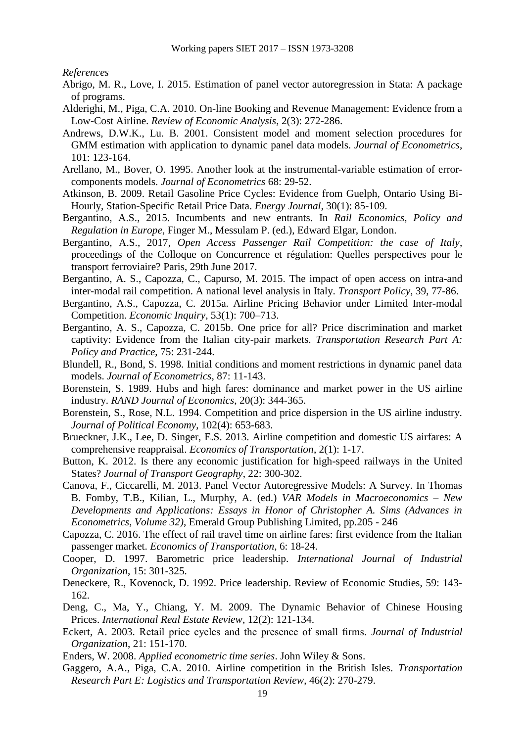*References*

Abrigo, M. R., Love, I. 2015. Estimation of panel vector autoregression in Stata: A package of programs.

Alderighi, M., Piga, C.A. 2010. On-line Booking and Revenue Management: Evidence from a Low-Cost Airline. *Review of Economic Analysis*, 2(3): 272-286.

Andrews, D.W.K., Lu. B. 2001. Consistent model and moment selection procedures for GMM estimation with application to dynamic panel data models. *Journal of Econometrics*, 101: 123-164.

Arellano, M., Bover, O. 1995. Another look at the instrumental-variable estimation of error-components models. *Journal of Econometrics* 68: 29-52.

Atkinson, B. 2009. Retail Gasoline Price Cycles: Evidence from Guelph, Ontario Using Bi-Hourly, Station-Specific Retail Price Data. *Energy Journal*, 30(1): 85-109.

Bergantino, A.S., 2015. Incumbents and new entrants. In *Rail Economics, Policy and Regulation in Europe*, Finger M., Messulam P. (ed.), Edward Elgar, London.

Bergantino, A.S., 2017, *Open Access Passenger Rail Competition: the case of Italy*, proceedings of the Colloque on Concurrence et régulation: Quelles perspectives pour le transport ferroviaire? Paris, 29th June 2017.

Bergantino, A. S., Capozza, C., Capurso, M. 2015. The impact of open access on intra-and inter-modal rail competition. A national level analysis in Italy. *Transport Policy*, 39, 77-86.

Bergantino, A.S., Capozza, C. 2015a. Airline Pricing Behavior under Limited Inter-modal Competition. *Economic Inquiry*, 53(1): 700–713.

Bergantino, A. S., Capozza, C. 2015b. One price for all? Price discrimination and market captivity: Evidence from the Italian city-pair markets. *Transportation Research Part A: Policy and Practice*, 75: 231-244.

Blundell, R., Bond, S. 1998. Initial conditions and moment restrictions in dynamic panel data models. *Journal of Econometrics*, 87: 11-143.

Borenstein, S. 1989. Hubs and high fares: dominance and market power in the US airline industry. *RAND Journal of Economics*, 20(3): 344-365.

Borenstein, S., Rose, N.L. 1994. Competition and price dispersion in the US airline industry. *Journal of Political Economy*, 102(4): 653-683.

Brueckner, J.K., Lee, D. Singer, E.S. 2013. Airline competition and domestic US airfares: A comprehensive reappraisal. *Economics of Transportation*, 2(1): 1-17.

Button, K. 2012. Is there any economic justification for high-speed railways in the United States? *Journal of Transport Geography*, 22: 300-302.

Canova, F., Ciccarelli, M. 2013. Panel Vector Autoregressive Models: A Survey. In Thomas B. Fomby, T.B., Kilian, L., Murphy, A. (ed.) *VAR Models in Macroeconomics – New Developments and Applications: Essays in Honor of Christopher A. Sims (Advances in Econometrics, Volume 32)*, Emerald Group Publishing Limited, pp.205 - 246

Capozza, C. 2016. The effect of rail travel time on airline fares: first evidence from the Italian passenger market. *Economics of Transportation*, 6: 18-24.

Cooper, D. 1997. Barometric price leadership. *International Journal of Industrial Organization*, 15: 301-325.

Deneckere, R., Kovenock, D. 1992. Price leadership. Review of Economic Studies, 59: 143-162.

Deng, C., Ma, Y., Chiang, Y. M. 2009. The Dynamic Behavior of Chinese Housing Prices. *International Real Estate Review*, 12(2): 121-134.

Eckert, A. 2003. Retail price cycles and the presence of small firms. *Journal of Industrial Organization*, 21: 151-170.

Enders, W. 2008. *Applied econometric time series*. John Wiley & Sons.

Gaggero, A.A., Piga, C.A. 2010. Airline competition in the British Isles. *Transportation Research Part E: Logistics and Transportation Review*, 46(2): 270-279.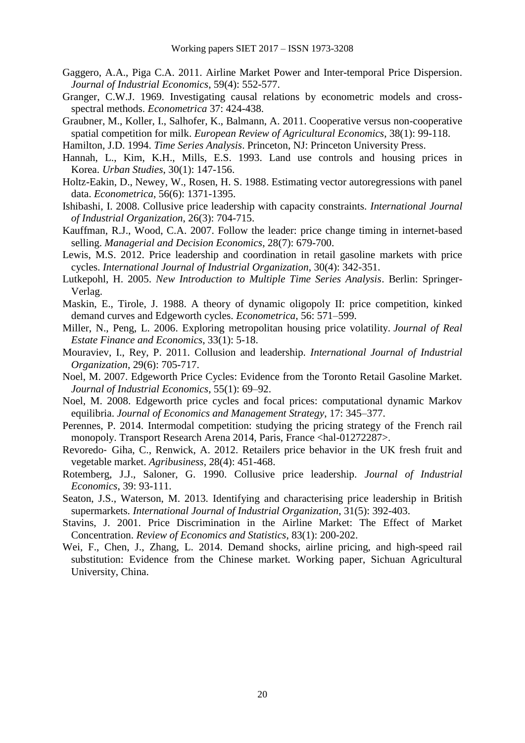Gaggero, A.A., Piga C.A. 2011. Airline Market Power and Inter-temporal Price Dispersion. *Journal of Industrial Economics*, 59(4): 552-577.

Granger, C.W.J. 1969. Investigating causal relations by econometric models and cross-spectral methods. *Econometrica* 37: 424-438.

Graubner, M., Koller, I., Salhofer, K., Balmann, A. 2011. Cooperative versus non-cooperative spatial competition for milk. *European Review of Agricultural Economics*, 38(1): 99-118.

Hamilton, J.D. 1994. *Time Series Analysis*. Princeton, NJ: Princeton University Press.

Hannah, L., Kim, K.H., Mills, E.S. 1993. Land use controls and housing prices in Korea. *Urban Studies*, 30(1): 147-156.

Holtz-Eakin, D., Newey, W., Rosen, H. S. 1988. Estimating vector autoregressions with panel data. *Econometrica*, 56(6): 1371-1395.

Ishibashi, I. 2008. Collusive price leadership with capacity constraints. *International Journal of Industrial Organization*, 26(3): 704-715.

Kauffman, R.J., Wood, C.A. 2007. Follow the leader: price change timing in internet-based selling. *Managerial and Decision Economics*, 28(7): 679-700.

Lewis, M.S. 2012. Price leadership and coordination in retail gasoline markets with price cycles. *International Journal of Industrial Organization*, 30(4): 342-351.

Lutkepohl, H. 2005. *New Introduction to Multiple Time Series Analysis*. Berlin: Springer-Verlag.

Maskin, E., Tirole, J. 1988. A theory of dynamic oligopoly II: price competition, kinked demand curves and Edgeworth cycles. *Econometrica*, 56: 571–599.

Miller, N., Peng, L. 2006. Exploring metropolitan housing price volatility. *Journal of Real Estate Finance and Economics*, 33(1): 5-18.

Mouraviev, I., Rey, P. 2011. Collusion and leadership. *International Journal of Industrial Organization*, 29(6): 705-717.

Noel, M. 2007. Edgeworth Price Cycles: Evidence from the Toronto Retail Gasoline Market. *Journal of Industrial Economics*, 55(1): 69–92.

Noel, M. 2008. Edgeworth price cycles and focal prices: computational dynamic Markov equilibria. *Journal of Economics and Management Strategy*, 17: 345–377.

Perennes, P. 2014. Intermodal competition: studying the pricing strategy of the French rail monopoly. Transport Research Arena 2014, Paris, France <hal-01272287>.

Revoredo- Giha, C., Renwick, A. 2012. Retailers price behavior in the UK fresh fruit and vegetable market. *Agribusiness*, 28(4): 451-468.

Rotemberg, J.J., Saloner, G. 1990. Collusive price leadership. *Journal of Industrial Economics*, 39: 93-111.

Seaton, J.S., Waterson, M. 2013. Identifying and characterising price leadership in British supermarkets. *International Journal of Industrial Organization*, 31(5): 392-403.

Stavins, J. 2001. Price Discrimination in the Airline Market: The Effect of Market Concentration. *Review of Economics and Statistics*, 83(1): 200-202.

Wei, F., Chen, J., Zhang, L. 2014. Demand shocks, airline pricing, and high-speed rail substitution: Evidence from the Chinese market. Working paper, Sichuan Agricultural University, China.